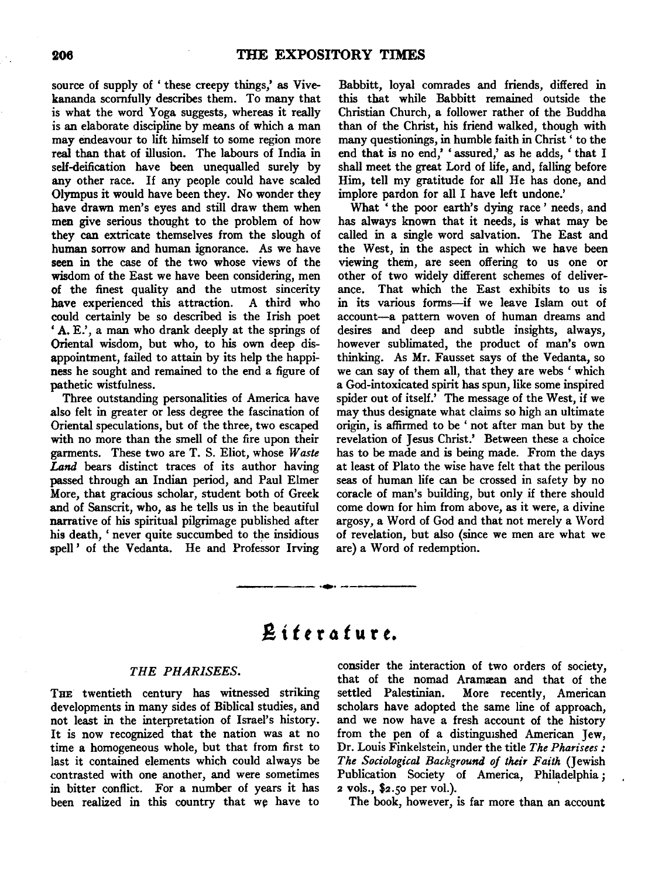source of supply of 'these creepy things,' as Vivekananda scornfully describes them. To many that is what the word Yoga suggests, whereas it really is an elaborate discipline by means of which a man may endeavour to lift himself to some region more real than that of illusion. The labours of India in self-deification have been unequalled surely by any other race. If any people could have scaled Olympus it would have been they. No wonder they have drawn men's eyes and still draw them when men give serious thought to the problem of how they can extricate themselves from the slough of human sorrow and human ignorance. As we have seen in the case of the two whose views of the wisdom of the East we have been considering, men of the finest quality and the utmost sincerity have experienced this attraction. A third who could certainly be so described is the Irish poet 'A. E.', a man who drank deeply at the springs of Oriental wisdom, but who, to his own deep disappointment, failed to attain by its help the happiness he sought and remained to the end a figure of pathetic wistfulness.

Three outstanding personalities of America have also felt in greater or less degree the fascination of Oriental speculations, but of the three, two escaped with no more than the smell of the fire upon their garments. These two are T. S. Eliot, whose *Waste Land* bears distinct traces of its author having passed through an Indian period, and Paul Elmer More, that gracious scholar, student both of Greek and of Sanscrit, who, as he tells us in the beautiful narrative of his spiritual pilgrimage published after his death, 'never quite succumbed to the insidious spell' of the Vedanta. He and Professor Irving Babbitt, loyal comrades and friends, differed in this that while Babbitt remained outside the Christian Church, a follower rather of the Buddha than of the Christ, his friend walked, though with many questionings, in humble faith in Christ 'to the end that is no end,' 'assured,' as he adds, 'that I shall meet the great Lord of life, and, falling before Him, tell my gratitude for all He has done, and implore pardon for all I have left undone.'

What 'the poor earth's dying race' needs, and has always known that it needs, is what may be called in a single word salvation. The East and the West, in the aspect in which we have been viewing them, are seen offering to us one or other of two widely different schemes of deliverance. That which the East exhibits to us is in its various forms—if we leave Islam out of account—a pattern woven of human dreams and desires and deep and subtle insights, always, however sublimated, the product of man's own thinking. As Mr. Fausset says of the Vedanta, so we can say of them all, that they are webs 'which a God-intoxicated spirit has spun, like some inspired spider out of itself.' The message of the West, if we may thus designate what claims so high an ultimate origin, is affirmed to be 'not after man but by the revelation of Jesus Christ.' Between these a choice has to be made and is being made. From the days at least of Plato the wise have felt that the perilous seas of human life can be crossed in safety by no coracle of man's building, but only if there should come down for him from above, as it were, a divine argosy, a Word of God and that not merely a Word of revelation, but also (since we men are what we are) a Word of redemption.

---

# Literature.

## *THE PHARISEES.*

The twentieth century has witnessed striking developments in many sides of Biblical studies, and not least in the interpretation of Israel's history. It is now recognized that the nation was at no time a homogeneous whole, but that from first to last it contained elements which could always be contrasted with one another, and were sometimes in bitter conflict. For a number of years it has been realized in this country that we have to consider the interaction of two orders of society, that of the nomad Aramæan and that of the settled Palestinian. More recently, American scholars have adopted the same line of approach, and we now have a fresh account of the history from the pen of a distinguished American Jew, Dr. Louis Finkelstein, under the title *The Pharisees: The Sociological Background of their Faith* (Jewish Publication Society of America, Philadelphia; 2 vols., $2.50 per vol.).

The book, however, is far more than an account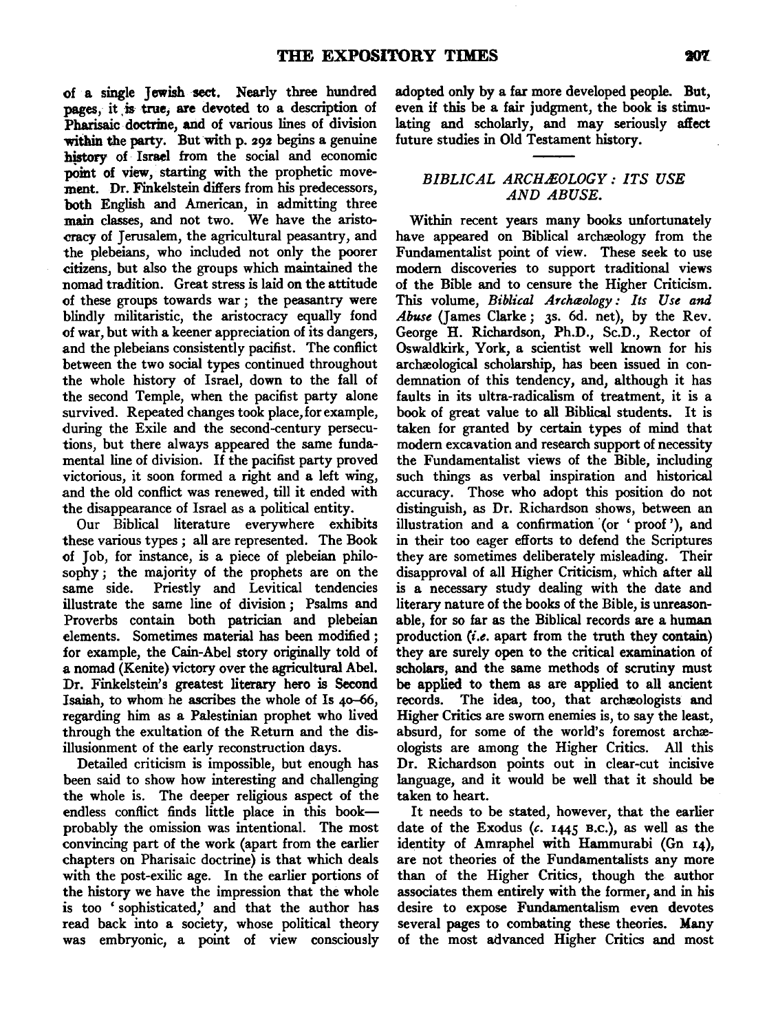of a single Jewish sect. Nearly three hundred pages, it is true, are devoted to a description of Pharisaic doctrine, and of various lines of division within the party. But with p. 292 begins a genuine history of Israel from the social and economic point of view, starting with the prophetic movement. Dr. Finkelstein differs from his predecessors, both English and American, in admitting three main classes, and not two. We have the aristocracy of Jerusalem, the agricultural peasantry, and the plebeians, who included not only the poorer citizens, but also the groups which maintained the nomad tradition. Great stress is laid on the attitude of these groups towards war; the peasantry were blindly militaristic, the aristocracy equally fond of war, but with a keener appreciation of its dangers, and the plebeians consistently pacifist. The conflict between the two social types continued throughout the whole history of Israel, down to the fall of the second Temple, when the pacifist party alone survived. Repeated changes took place, for example, during the Exile and the second-century persecutions, but there always appeared the same fundamental line of division. If the pacifist party proved victorious, it soon formed a right and a left wing, and the old conflict was renewed, till it ended with the disappearance of Israel as a political entity.

Our Biblical literature everywhere exhibits these various types; all are represented. The Book of Job, for instance, is a piece of plebeian philosophy; the majority of the prophets are on the same side. Priestly and Levitical tendencies illustrate the same line of division; Psalms and Proverbs contain both patrician and plebeian elements. Sometimes material has been modified; for example, the Cain-Abel story originally told of a nomad (Kenite) victory over the agricultural Abel. Dr. Finkelstein's greatest literary hero is Second Isaiah, to whom he ascribes the whole of Is 40–66, regarding him as a Palestinian prophet who lived through the exultation of the Return and the disillusionment of the early reconstruction days.

Detailed criticism is impossible, but enough has been said to show how interesting and challenging the whole is. The deeper religious aspect of the endless conflict finds little place in this book—probably the omission was intentional. The most convincing part of the work (apart from the earlier chapters on Pharisaic doctrine) is that which deals with the post-exilic age. In the earlier portions of the history we have the impression that the whole is too 'sophisticated,' and that the author has read back into a society, whose political theory was embryonic, a point of view consciously adopted only by a far more developed people. But, even if this be a fair judgment, the book is stimulating and scholarly, and may seriously affect future studies in Old Testament history.

### *BIBLICAL ARCHÆOLOGY: ITS USE AND ABUSE.*

Within recent years many books unfortunately have appeared on Biblical archæology from the Fundamentalist point of view. These seek to use modern discoveries to support traditional views of the Bible and to censure the Higher Criticism. This volume, *Biblical Archæology: Its Use and Abuse* (James Clarke; 3s. 6d. net), by the Rev. George H. Richardson, Ph.D., Sc.D., Rector of Oswaldkirk, York, a scientist well known for his archæological scholarship, has been issued in condemnation of this tendency, and, although it has faults in its ultra-radicalism of treatment, it is a book of great value to all Biblical students. It is taken for granted by certain types of mind that modern excavation and research support of necessity the Fundamentalist views of the Bible, including such things as verbal inspiration and historical accuracy. Those who adopt this position do not distinguish, as Dr. Richardson shows, between an illustration and a confirmation (or 'proof'), and in their too eager efforts to defend the Scriptures they are sometimes deliberately misleading. Their disapproval of all Higher Criticism, which after all is a necessary study dealing with the date and literary nature of the books of the Bible, is unreasonable, for so far as the Biblical records are a human production (*i.e.* apart from the truth they contain) they are surely open to the critical examination of scholars, and the same methods of scrutiny must be applied to them as are applied to all ancient records. The idea, too, that archæologists and Higher Critics are sworn enemies is, to say the least, absurd, for some of the world's foremost archæologists are among the Higher Critics. All this Dr. Richardson points out in clear-cut incisive language, and it would be well that it should be taken to heart.

It needs to be stated, however, that the earlier date of the Exodus (*c.* 1445 B.C.), as well as the identity of Amraphel with Hammurabi (Gn 14), are not theories of the Fundamentalists any more than of the Higher Critics, though the author associates them entirely with the former, and in his desire to expose Fundamentalism even devotes several pages to combating these theories. Many of the most advanced Higher Critics and most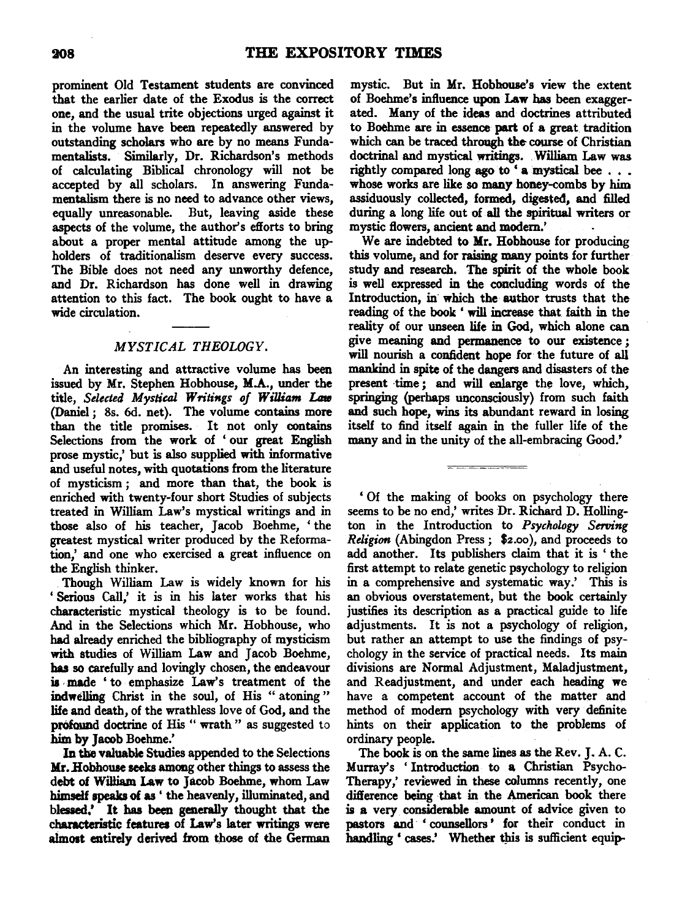prominent Old Testament students are convinced that the earlier date of the Exodus is the correct one, and the usual trite objections urged against it in the volume have been repeatedly answered by outstanding scholars who are by no means Fundamentalists. Similarly, Dr. Richardson's methods of calculating Biblical chronology will not be accepted by all scholars. In answering Fundamentalism there is no need to advance other views, equally unreasonable. But, leaving aside these aspects of the volume, the author's efforts to bring about a proper mental attitude among the upholders of traditionalism deserve every success. The Bible does not need any unworthy defence, and Dr. Richardson has done well in drawing attention to this fact. The book ought to have a wide circulation.

## *MYSTICAL THEOLOGY.*

An interesting and attractive volume has been issued by Mr. Stephen Hobhouse, M.A., under the title, *Selected Mystical Writings of William Law* (Daniel; 8s. 6d. net). The volume contains more than the title promises. It not only contains Selections from the work of 'our great English prose mystic,' but is also supplied with informative and useful notes, with quotations from the literature of mysticism; and more than that, the book is enriched with twenty-four short Studies of subjects treated in William Law's mystical writings and in those also of his teacher, Jacob Boehme, 'the greatest mystical writer produced by the Reformation,' and one who exercised a great influence on the English thinker.

Though William Law is widely known for his 'Serious Call,' it is in his later works that his characteristic mystical theology is to be found. And in the Selections which Mr. Hobhouse, who had already enriched the bibliography of mysticism with studies of William Law and Jacob Boehme, has so carefully and lovingly chosen, the endeavour is made 'to emphasize Law's treatment of the indwelling Christ in the soul, of His "atoning" life and death, of the wrathless love of God, and the profound doctrine of His "wrath" as suggested to him by Jacob Boehme.'

In the valuable Studies appended to the Selections Mr. Hobhouse seeks among other things to assess the debt of William Law to Jacob Boehme, whom Law himself speaks of as 'the heavenly, illuminated, and blessed.' It has been generally thought that the characteristic features of Law's later writings were almost entirely derived from those of the German mystic. But in Mr. Hobhouse's view the extent of Boehme's influence upon Law has been exaggerated. Many of the ideas and doctrines attributed to Boehme are in essence part of a great tradition which can be traced through the course of Christian doctrinal and mystical writings. William Law was rightly compared long ago to 'a mystical bee . . . whose works are like so many honey-combs by him assiduously collected, formed, digested, and filled during a long life out of all the spiritual writers or mystic flowers, ancient and modern.'

We are indebted to Mr. Hobhouse for producing this volume, and for raising many points for further study and research. The spirit of the whole book is well expressed in the concluding words of the Introduction, in which the author trusts that the reading of the book 'will increase that faith in the reality of our unseen life in God, which alone can give meaning and permanence to our existence; will nourish a confident hope for the future of all mankind in spite of the dangers and disasters of the present time; and will enlarge the love, which, springing (perhaps unconsciously) from such faith and such hope, wins its abundant reward in losing itself to find itself again in the fuller life of the many and in the unity of the all-embracing Good.'

---

'Of the making of books on psychology there seems to be no end,' writes Dr. Richard D. Hollington in the Introduction to *Psychology Serving Religion* (Abingdon Press; $2.00), and proceeds to add another. Its publishers claim that it is 'the first attempt to relate genetic psychology to religion in a comprehensive and systematic way.' This is an obvious overstatement, but the book certainly justifies its description as a practical guide to life adjustments. It is not a psychology of religion, but rather an attempt to use the findings of psychology in the service of practical needs. Its main divisions are Normal Adjustment, Maladjustment, and Readjustment, and under each heading we have a competent account of the matter and method of modern psychology with very definite hints on their application to the problems of ordinary people.

The book is on the same lines as the Rev. J. A. C. Murray's 'Introduction to a Christian Psycho-Therapy,' reviewed in these columns recently, one difference being that in the American book there is a very considerable amount of advice given to pastors and 'counsellors' for their conduct in handling 'cases.' Whether this is sufficient equip-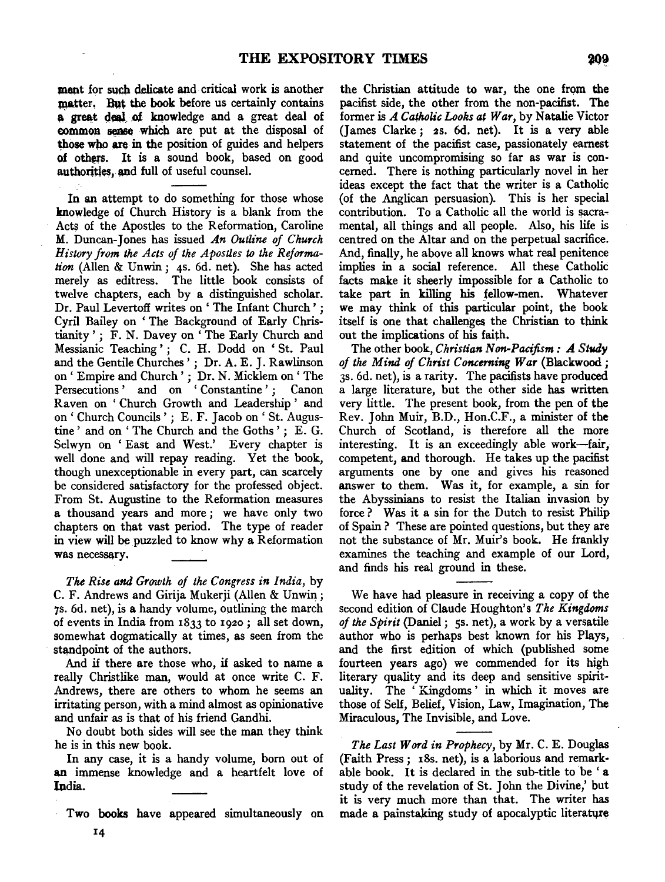ment for such delicate and critical work is another matter. But the book before us certainly contains a great deal of knowledge and a great deal of common sense which are put at the disposal of those who are in the position of guides and helpers of others. It is a sound book, based on good authorities, and full of useful counsel.

In an attempt to do something for those whose knowledge of Church History is a blank from the Acts of the Apostles to the Reformation, Caroline M. Duncan-Jones has issued *An Outline of Church History from the Acts of the Apostles to the Reformation* (Allen & Unwin; 4s. 6d. net). She has acted merely as editress. The little book consists of twelve chapters, each by a distinguished scholar. Dr. Paul Levertoff writes on 'The Infant Church'; Cyril Bailey on 'The Background of Early Christianity'; F. N. Davey on 'The Early Church and Messianic Teaching'; C. H. Dodd on 'St. Paul and the Gentile Churches'; Dr. A. E. J. Rawlinson on 'Empire and Church'; Dr. N. Micklem on 'The Persecutions' and on 'Constantine'; Canon Raven on 'Church Growth and Leadership' and on 'Church Councils'; E. F. Jacob on 'St. Augustine' and on 'The Church and the Goths'; E. G. Selwyn on 'East and West.' Every chapter is well done and will repay reading. Yet the book, though unexceptionable in every part, can scarcely be considered satisfactory for the professed object. From St. Augustine to the Reformation measures a thousand years and more; we have only two chapters on that vast period. The type of reader in view will be puzzled to know why a Reformation was necessary.

*The Rise and Growth of the Congress in India*, by C. F. Andrews and Girija Mukerji (Allen & Unwin; 7s. 6d. net), is a handy volume, outlining the march of events in India from 1833 to 1920; all set down, somewhat dogmatically at times, as seen from the standpoint of the authors.

And if there are those who, if asked to name a really Christlike man, would at once write C. F. Andrews, there are others to whom he seems an irritating person, with a mind almost as opinionative and unfair as is that of his friend Gandhi.

No doubt both sides will see the man they think he is in this new book.

In any case, it is a handy volume, born out of an immense knowledge and a heartfelt love of India.

Two books have appeared simultaneously on the Christian attitude to war, the one from the pacifist side, the other from the non-pacifist. The former is *A Catholic Looks at War*, by Natalie Victor (James Clarke; 2s. 6d. net). It is a very able statement of the pacifist case, passionately earnest and quite uncompromising so far as war is concerned. There is nothing particularly novel in her ideas except the fact that the writer is a Catholic (of the Anglican persuasion). This is her special contribution. To a Catholic all the world is sacramental, all things and all people. Also, his life is centred on the Altar and on the perpetual sacrifice. And, finally, he above all knows what real penitence implies in a social reference. All these Catholic facts make it sheerly impossible for a Catholic to take part in killing his fellow-men. Whatever we may think of this particular point, the book itself is one that challenges the Christian to think out the implications of his faith.

The other book, *Christian Non-Pacifism: A Study of the Mind of Christ Concerning War* (Blackwood; 3s. 6d. net), is a rarity. The pacifists have produced a large literature, but the other side has written very little. The present book, from the pen of the Rev. John Muir, B.D., Hon.C.F., a minister of the Church of Scotland, is therefore all the more interesting. It is an exceedingly able work—fair, competent, and thorough. He takes up the pacifist arguments one by one and gives his reasoned answer to them. Was it, for example, a sin for the Abyssinians to resist the Italian invasion by force? Was it a sin for the Dutch to resist Philip of Spain? These are pointed questions, but they are not the substance of Mr. Muir's book. He frankly examines the teaching and example of our Lord, and finds his real ground in these.

We have had pleasure in receiving a copy of the second edition of Claude Houghton's *The Kingdoms of the Spirit* (Daniel; 5s. net), a work by a versatile author who is perhaps best known for his Plays, and the first edition of which (published some fourteen years ago) we commended for its high literary quality and its deep and sensitive spirituality. The 'Kingdoms' in which it moves are those of Self, Belief, Vision, Law, Imagination, The Miraculous, The Invisible, and Love.

*The Last Word in Prophecy*, by Mr. C. E. Douglas (Faith Press; 18s. net), is a laborious and remarkable book. It is declared in the sub-title to be 'a study of the revelation of St. John the Divine,' but it is very much more than that. The writer has made a painstaking study of apocalyptic literature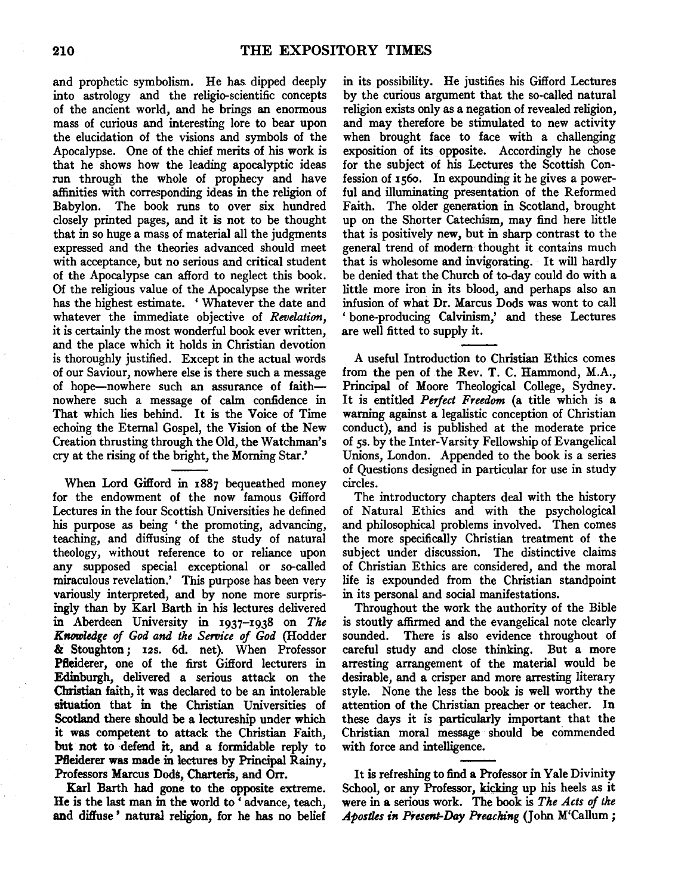and prophetic symbolism. He has dipped deeply into astrology and the religio-scientific concepts of the ancient world, and he brings an enormous mass of curious and interesting lore to bear upon the elucidation of the visions and symbols of the Apocalypse. One of the chief merits of his work is that he shows how the leading apocalyptic ideas run through the whole of prophecy and have affinities with corresponding ideas in the religion of Babylon. The book runs to over six hundred closely printed pages, and it is not to be thought that in so huge a mass of material all the judgments expressed and the theories advanced should meet with acceptance, but no serious and critical student of the Apocalypse can afford to neglect this book. Of the religious value of the Apocalypse the writer has the highest estimate. 'Whatever the date and whatever the immediate objective of *Revelation*, it is certainly the most wonderful book ever written, and the place which it holds in Christian devotion is thoroughly justified. Except in the actual words of our Saviour, nowhere else is there such a message of hope—nowhere such an assurance of faith—nowhere such a message of calm confidence in That which lies behind. It is the Voice of Time echoing the Eternal Gospel, the Vision of the New Creation thrusting through the Old, the Watchman's cry at the rising of the bright, the Morning Star.'

---

When Lord Gifford in 1887 bequeathed money for the endowment of the now famous Gifford Lectures in the four Scottish Universities he defined his purpose as being 'the promoting, advancing, teaching, and diffusing of the study of natural theology, without reference to or reliance upon any supposed special exceptional or so-called miraculous revelation.' This purpose has been very variously interpreted, and by none more surprisingly than by Karl Barth in his lectures delivered in Aberdeen University in 1937–1938 on *The Knowledge of God and the Service of God* (Hodder & Stoughton; 12s. 6d. net). When Professor Pfleiderer, one of the first Gifford lecturers in Edinburgh, delivered a serious attack on the Christian faith, it was declared to be an intolerable situation that in the Christian Universities of Scotland there should be a lectureship under which it was competent to attack the Christian Faith, but not to defend it, and a formidable reply to Pfleiderer was made in lectures by Principal Rainy, Professors Marcus Dods, Charteris, and Orr.

Karl Barth had gone to the opposite extreme. He is the last man in the world to 'advance, teach, and diffuse' natural religion, for he has no belief in its possibility. He justifies his Gifford Lectures by the curious argument that the so-called natural religion exists only as a negation of revealed religion, and may therefore be stimulated to new activity when brought face to face with a challenging exposition of its opposite. Accordingly he chose for the subject of his Lectures the Scottish Confession of 1560. In expounding it he gives a powerful and illuminating presentation of the Reformed Faith. The older generation in Scotland, brought up on the Shorter Catechism, may find here little that is positively new, but in sharp contrast to the general trend of modern thought it contains much that is wholesome and invigorating. It will hardly be denied that the Church of to-day could do with a little more iron in its blood, and perhaps also an infusion of what Dr. Marcus Dods was wont to call 'bone-producing Calvinism,' and these Lectures are well fitted to supply it.

---

A useful Introduction to Christian Ethics comes from the pen of the Rev. T. C. Hammond, M.A., Principal of Moore Theological College, Sydney. It is entitled *Perfect Freedom* (a title which is a warning against a legalistic conception of Christian conduct), and is published at the moderate price of 5s. by the Inter-Varsity Fellowship of Evangelical Unions, London. Appended to the book is a series of Questions designed in particular for use in study circles.

The introductory chapters deal with the history of Natural Ethics and with the psychological and philosophical problems involved. Then comes the more specifically Christian treatment of the subject under discussion. The distinctive claims of Christian Ethics are considered, and the moral life is expounded from the Christian standpoint in its personal and social manifestations.

Throughout the work the authority of the Bible is stoutly affirmed and the evangelical note clearly sounded. There is also evidence throughout of careful study and close thinking. But a more arresting arrangement of the material would be desirable, and a crisper and more arresting literary style. None the less the book is well worthy the attention of the Christian preacher or teacher. In these days it is particularly important that the Christian moral message should be commended with force and intelligence.

---

It is refreshing to find a Professor in Yale Divinity School, or any Professor, kicking up his heels as it were in a serious work. The book is *The Acts of the Apostles in Present-Day Preaching* (John M'Callum;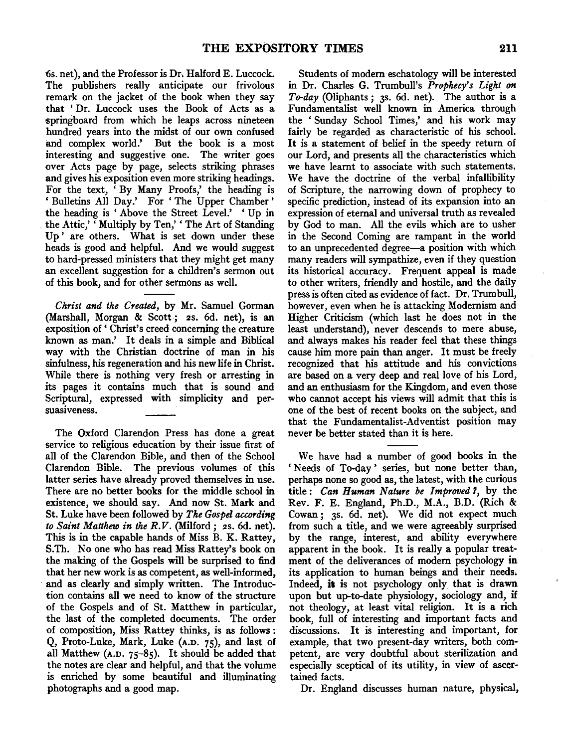6s. net), and the Professor is Dr. Halford E. Luccock. The publishers really anticipate our frivolous remark on the jacket of the book when they say that 'Dr. Luccock uses the Book of Acts as a springboard from which he leaps across nineteen hundred years into the midst of our own confused and complex world.' But the book is a most interesting and suggestive one. The writer goes over Acts page by page, selects striking phrases and gives his exposition even more striking headings. For the text, 'By Many Proofs,' the heading is 'Bulletins All Day.' For 'The Upper Chamber' the heading is 'Above the Street Level.' 'Up in the Attic,' 'Multiply by Ten,' 'The Art of Standing Up' are others. What is set down under these heads is good and helpful. And we would suggest to hard-pressed ministers that they might get many an excellent suggestion for a children's sermon out of this book, and for other sermons as well.

---

*Christ and the Created*, by Mr. Samuel Gorman (Marshall, Morgan & Scott; 2s. 6d. net), is an exposition of 'Christ's creed concerning the creature known as man.' It deals in a simple and Biblical way with the Christian doctrine of man in his sinfulness, his regeneration and his new life in Christ. While there is nothing very fresh or arresting in its pages it contains much that is sound and Scriptural, expressed with simplicity and persuasiveness.

---

The Oxford Clarendon Press has done a great service to religious education by their issue first of all of the Clarendon Bible, and then of the School Clarendon Bible. The previous volumes of this latter series have already proved themselves in use. There are no better books for the middle school in existence, we should say. And now St. Mark and St. Luke have been followed by *The Gospel according to Saint Matthew in the R.V.* (Milford; 2s. 6d. net). This is in the capable hands of Miss B. K. Rattey, S.Th. No one who has read Miss Rattey's book on the making of the Gospels will be surprised to find that her new work is as competent, as well-informed, and as clearly and simply written. The Introduction contains all we need to know of the structure of the Gospels and of St. Matthew in particular, the last of the completed documents. The order of composition, Miss Rattey thinks, is as follows: Q, Proto-Luke, Mark, Luke (A.D. 75), and last of all Matthew (A.D. 75–85). It should be added that the notes are clear and helpful, and that the volume is enriched by some beautiful and illuminating photographs and a good map.

Students of modern eschatology will be interested in Dr. Charles G. Trumbull's *Prophecy's Light on To-day* (Oliphants; 3s. 6d. net). The author is a Fundamentalist well known in America through the 'Sunday School Times,' and his work may fairly be regarded as characteristic of his school. It is a statement of belief in the speedy return of our Lord, and presents all the characteristics which we have learnt to associate with such statements. We have the doctrine of the verbal infallibility of Scripture, the narrowing down of prophecy to specific prediction, instead of its expansion into an expression of eternal and universal truth as revealed by God to man. All the evils which are to usher in the Second Coming are rampant in the world to an unprecedented degree—a position with which many readers will sympathize, even if they question its historical accuracy. Frequent appeal is made to other writers, friendly and hostile, and the daily press is often cited as evidence of fact. Dr. Trumbull, however, even when he is attacking Modernism and Higher Criticism (which last he does not in the least understand), never descends to mere abuse, and always makes his reader feel that these things cause him more pain than anger. It must be freely recognized that his attitude and his convictions are based on a very deep and real love of his Lord, and an enthusiasm for the Kingdom, and even those who cannot accept his views will admit that this is one of the best of recent books on the subject, and that the Fundamentalist-Adventist position may never be better stated than it is here.

---

We have had a number of good books in the 'Needs of To-day' series, but none better than, perhaps none so good as, the latest, with the curious title: *Can Human Nature be Improved?*, by the Rev. F. E. England, Ph.D., M.A., B.D. (Rich & Cowan; 3s. 6d. net). We did not expect much from such a title, and we were agreeably surprised by the range, interest, and ability everywhere apparent in the book. It is really a popular treatment of the deliverances of modern psychology in its application to human beings and their needs. Indeed, it is not psychology only that is drawn upon but up-to-date physiology, sociology and, if not theology, at least vital religion. It is a rich book, full of interesting and important facts and discussions. It is interesting and important, for example, that two present-day writers, both competent, are very doubtful about sterilization and especially sceptical of its utility, in view of ascertained facts.

Dr. England discusses human nature, physical,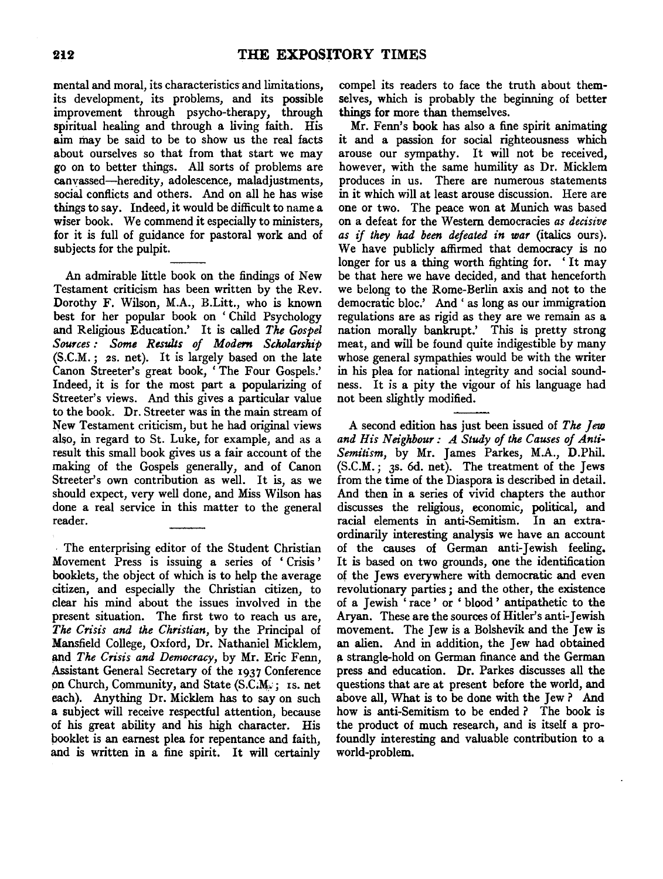mental and moral, its characteristics and limitations, its development, its problems, and its possible improvement through psycho-therapy, through spiritual healing and through a living faith. His aim may be said to be to show us the real facts about ourselves so that from that start we may go on to better things. All sorts of problems are canvassed—heredity, adolescence, maladjustments, social conflicts and others. And on all he has wise things to say. Indeed, it would be difficult to name a wiser book. We commend it especially to ministers, for it is full of guidance for pastoral work and of subjects for the pulpit.

---

An admirable little book on the findings of New Testament criticism has been written by the Rev. Dorothy F. Wilson, M.A., B.Litt., who is known best for her popular book on 'Child Psychology and Religious Education.' It is called *The Gospel Sources: Some Results of Modern Scholarship* (S.C.M.; 2s. net). It is largely based on the late Canon Streeter's great book, 'The Four Gospels.' Indeed, it is for the most part a popularizing of Streeter's views. And this gives a particular value to the book. Dr. Streeter was in the main stream of New Testament criticism, but he had original views also, in regard to St. Luke, for example, and as a result this small book gives us a fair account of the making of the Gospels generally, and of Canon Streeter's own contribution as well. It is, as we should expect, very well done, and Miss Wilson has done a real service in this matter to the general reader.

---

The enterprising editor of the Student Christian Movement Press is issuing a series of 'Crisis' booklets, the object of which is to help the average citizen, and especially the Christian citizen, to clear his mind about the issues involved in the present situation. The first two to reach us are, *The Crisis and the Christian*, by the Principal of Mansfield College, Oxford, Dr. Nathaniel Micklem, and *The Crisis and Democracy*, by Mr. Eric Fenn, Assistant General Secretary of the 1937 Conference on Church, Community, and State (S.C.M.; 1s. net each). Anything Dr. Micklem has to say on such a subject will receive respectful attention, because of his great ability and his high character. His booklet is an earnest plea for repentance and faith, and is written in a fine spirit. It will certainly compel its readers to face the truth about themselves, which is probably the beginning of better things for more than themselves.

Mr. Fenn's book has also a fine spirit animating it and a passion for social righteousness which arouse our sympathy. It will not be received, however, with the same humility as Dr. Micklem produces in us. There are numerous statements in it which will at least arouse discussion. Here are one or two. The peace won at Munich was based on a defeat for the Western democracies *as decisive as if they had been defeated in war* (italics ours). We have publicly affirmed that democracy is no longer for us a thing worth fighting for. 'It may be that here we have decided, and that henceforth we belong to the Rome-Berlin axis and not to the democratic bloc.' And 'as long as our immigration regulations are as rigid as they are we remain as a nation morally bankrupt.' This is pretty strong meat, and will be found quite indigestible by many whose general sympathies would be with the writer in his plea for national integrity and social soundness. It is a pity the vigour of his language had not been slightly modified.

---

A second edition has just been issued of *The Jew and His Neighbour: A Study of the Causes of Anti-Semitism*, by Mr. James Parkes, M.A., D.Phil. (S.C.M.; 3s. 6d. net). The treatment of the Jews from the time of the Diaspora is described in detail. And then in a series of vivid chapters the author discusses the religious, economic, political, and racial elements in anti-Semitism. In an extraordinarily interesting analysis we have an account of the causes of German anti-Jewish feeling. It is based on two grounds, one the identification of the Jews everywhere with democratic and even revolutionary parties; and the other, the existence of a Jewish 'race' or 'blood' antipathetic to the Aryan. These are the sources of Hitler's anti-Jewish movement. The Jew is a Bolshevik and the Jew is an alien. And in addition, the Jew had obtained a strangle-hold on German finance and the German press and education. Dr. Parkes discusses all the questions that are at present before the world, and above all, What is to be done with the Jew? And how is anti-Semitism to be ended? The book is the product of much research, and is itself a profoundly interesting and valuable contribution to a world-problem.